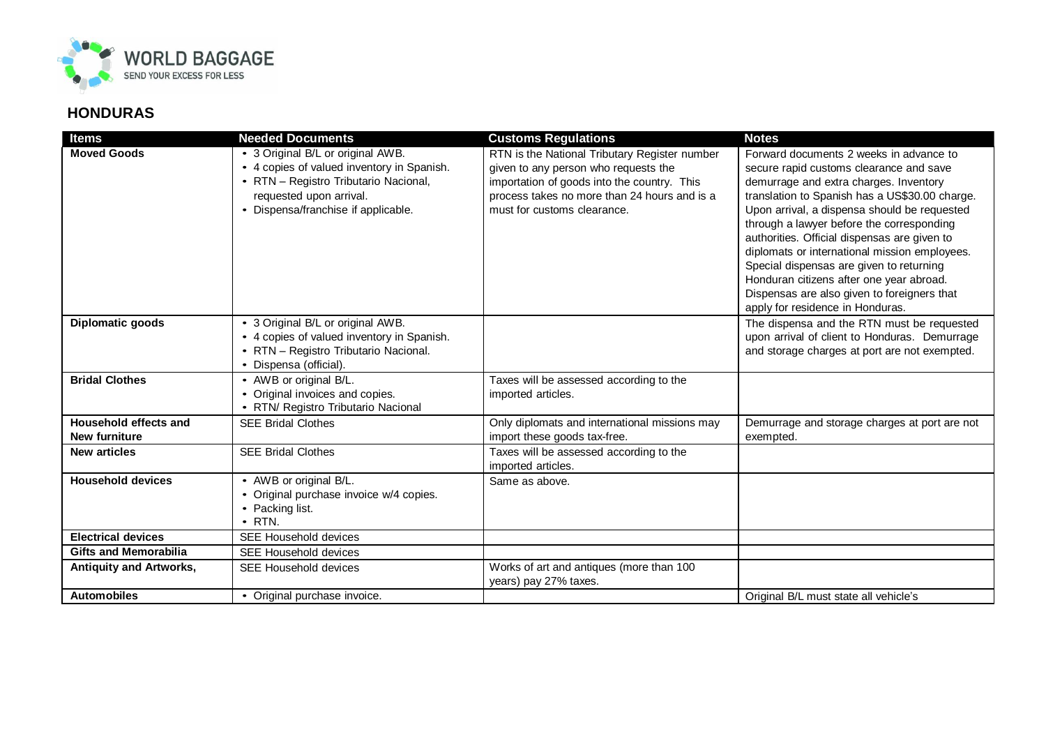WORLD BAGGAGE
SEND YOUR EXCESS FOR LESS

## HONDURAS

| Items | Needed Documents | Customs Regulations | Notes |
|---|---|---|---|
| **Moved Goods** | • 3 Original B/L or original AWB.<br>• 4 copies of valued inventory in Spanish.<br>• RTN – Registro Tributario Nacional, requested upon arrival.<br>• Dispensa/franchise if applicable. | RTN is the National Tributary Register number given to any person who requests the importation of goods into the country. This process takes no more than 24 hours and is a must for customs clearance. | Forward documents 2 weeks in advance to secure rapid customs clearance and save demurrage and extra charges. Inventory translation to Spanish has a US$30.00 charge. Upon arrival, a dispensa should be requested through a lawyer before the corresponding authorities. Official dispensas are given to diplomats or international mission employees. Special dispensas are given to returning Honduran citizens after one year abroad. Dispensas are also given to foreigners that apply for residence in Honduras. |
| **Diplomatic goods** | • 3 Original B/L or original AWB.<br>• 4 copies of valued inventory in Spanish.<br>• RTN – Registro Tributario Nacional.<br>• Dispensa (official). | | The dispensa and the RTN must be requested upon arrival of client to Honduras. Demurrage and storage charges at port are not exempted. |
| **Bridal Clothes** | • AWB or original B/L.<br>• Original invoices and copies.<br>• RTN/ Registro Tributario Nacional | Taxes will be assessed according to the imported articles. | |
| **Household effects and New furniture** | SEE Bridal Clothes | Only diplomats and international missions may import these goods tax-free. | Demurrage and storage charges at port are not exempted. |
| **New articles** | SEE Bridal Clothes | Taxes will be assessed according to the imported articles. | |
| **Household devices** | • AWB or original B/L.<br>• Original purchase invoice w/4 copies.<br>• Packing list.<br>• RTN. | Same as above. | |
| **Electrical devices** | SEE Household devices | | |
| **Gifts and Memorabilia** | SEE Household devices | | |
| **Antiquity and Artworks,** | SEE Household devices | Works of art and antiques (more than 100 years) pay 27% taxes. | |
| **Automobiles** | • Original purchase invoice. | | Original B/L must state all vehicle's |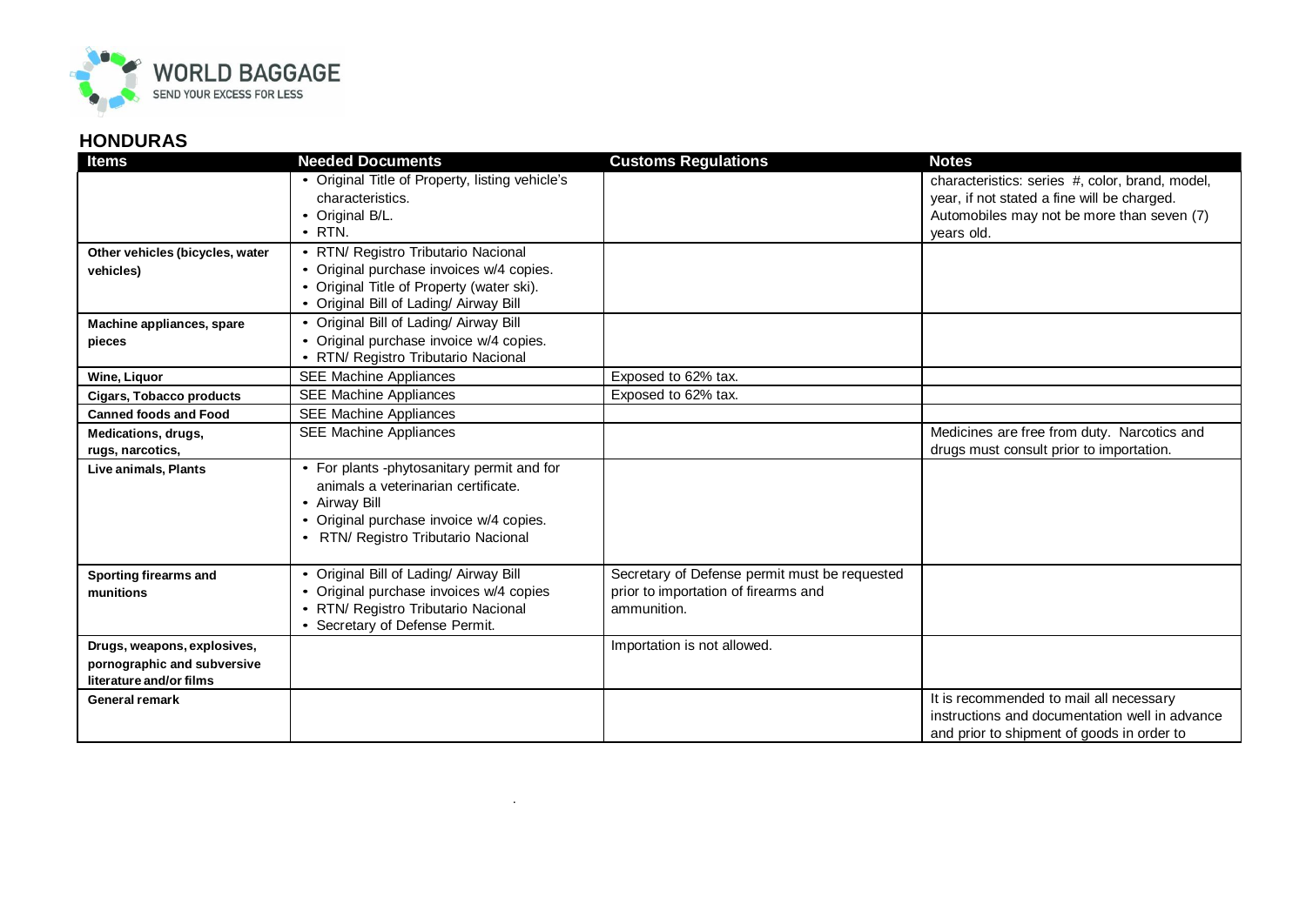## HONDURAS

| Items | Needed Documents | Customs Regulations | Notes |
|---|---|---|---|
| | • Original Title of Property, listing vehicle's characteristics.<br>• Original B/L.<br>• RTN. | | characteristics: series #, color, brand, model, year, if not stated a fine will be charged. Automobiles may not be more than seven (7) years old. |
| **Other vehicles (bicycles, water vehicles)** | • RTN/ Registro Tributario Nacional<br>• Original purchase invoices w/4 copies.<br>• Original Title of Property (water ski).<br>• Original Bill of Lading/ Airway Bill | | |
| **Machine appliances, spare pieces** | • Original Bill of Lading/ Airway Bill<br>• Original purchase invoice w/4 copies.<br>• RTN/ Registro Tributario Nacional | | |
| **Wine, Liquor** | SEE Machine Appliances | Exposed to 62% tax. | |
| **Cigars, Tobacco products** | SEE Machine Appliances | Exposed to 62% tax. | |
| **Canned foods and Food** | SEE Machine Appliances | | |
| **Medications, drugs, rugs, narcotics,** | SEE Machine Appliances | | Medicines are free from duty. Narcotics and drugs must consult prior to importation. |
| **Live animals, Plants** | • For plants -phytosanitary permit and for animals a veterinarian certificate.<br>• Airway Bill<br>• Original purchase invoice w/4 copies.<br>• RTN/ Registro Tributario Nacional | | |
| **Sporting firearms and munitions** | • Original Bill of Lading/ Airway Bill<br>• Original purchase invoices w/4 copies<br>• RTN/ Registro Tributario Nacional<br>• Secretary of Defense Permit. | Secretary of Defense permit must be requested prior to importation of firearms and ammunition. | |
| **Drugs, weapons, explosives, pornographic and subversive literature and/or films** | | Importation is not allowed. | |
| **General remark** | | | It is recommended to mail all necessary instructions and documentation well in advance and prior to shipment of goods in order to |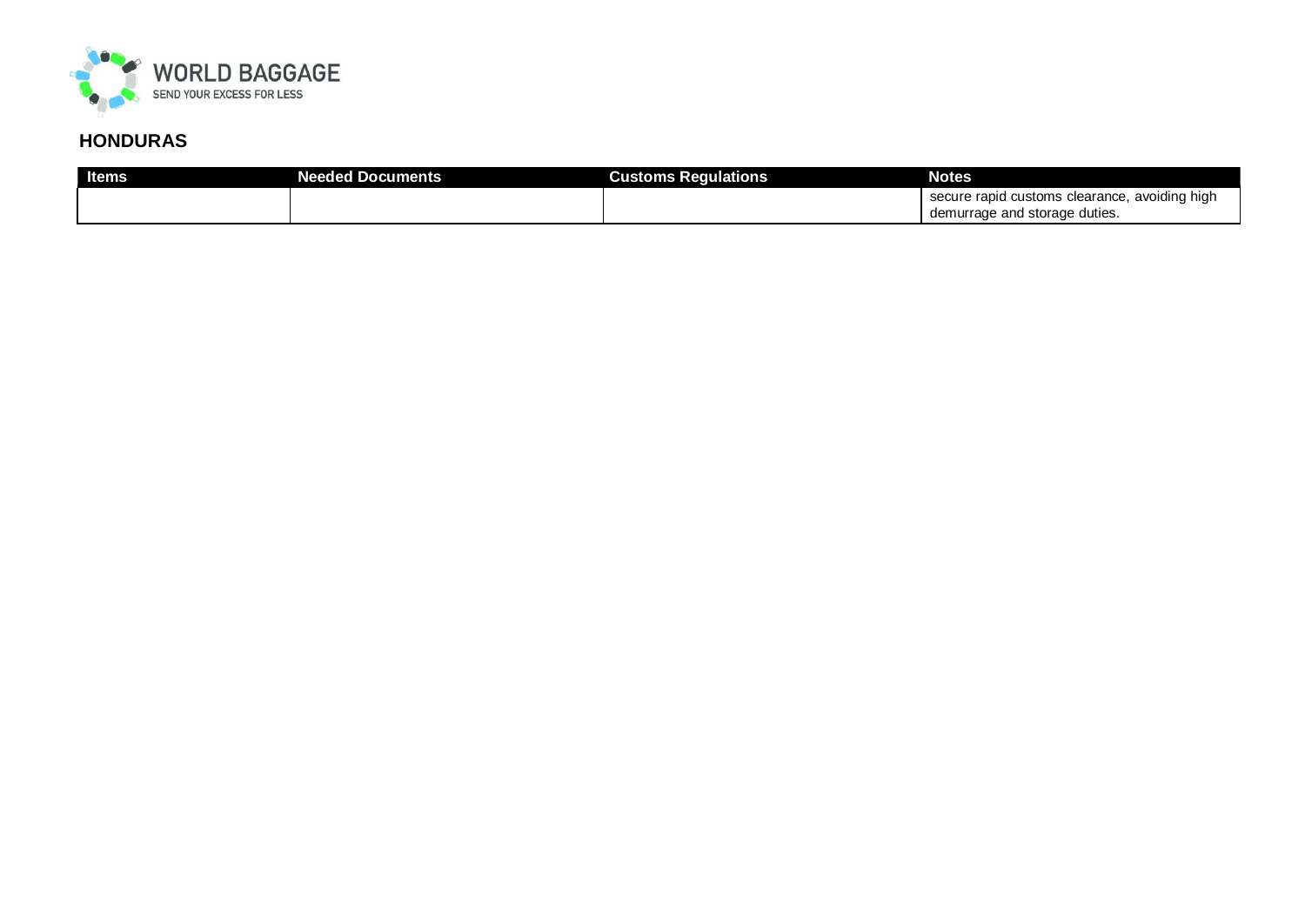## HONDURAS

| Items | Needed Documents | Customs Regulations | Notes |
|---|---|---|---|
| | | | secure rapid customs clearance, avoiding high demurrage and storage duties. |